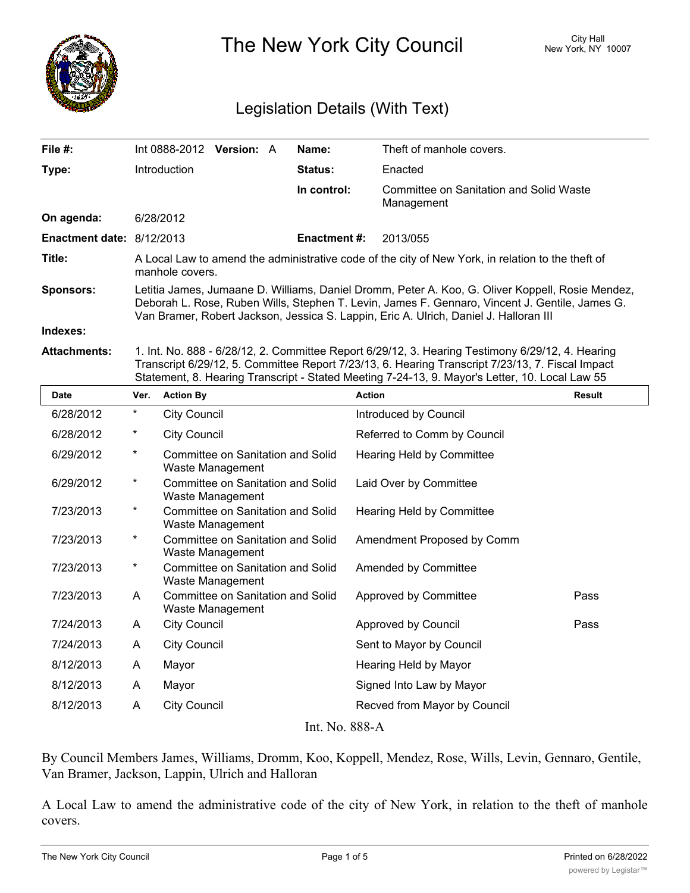# The New York City Council

City Hall
New York, NY 10007

## Legislation Details (With Text)

| | | | |
|---|---|---|---|
| **File #:** | Int 0888-2012 **Version:** A | **Name:** | Theft of manhole covers. |
| **Type:** | Introduction | **Status:** | Enacted |
| | | **In control:** | Committee on Sanitation and Solid Waste Management |
| **On agenda:** | 6/28/2012 | | |
| **Enactment date:** | 8/12/2013 | **Enactment #:** | 2013/055 |

**Title:** A Local Law to amend the administrative code of the city of New York, in relation to the theft of manhole covers.

**Sponsors:** Letitia James, Jumaane D. Williams, Daniel Dromm, Peter A. Koo, G. Oliver Koppell, Rosie Mendez, Deborah L. Rose, Ruben Wills, Stephen T. Levin, James F. Gennaro, Vincent J. Gentile, James G. Van Bramer, Robert Jackson, Jessica S. Lappin, Eric A. Ulrich, Daniel J. Halloran III

**Indexes:**

**Attachments:** 1. Int. No. 888 - 6/28/12, 2. Committee Report 6/29/12, 3. Hearing Testimony 6/29/12, 4. Hearing Transcript 6/29/12, 5. Committee Report 7/23/13, 6. Hearing Transcript 7/23/13, 7. Fiscal Impact Statement, 8. Hearing Transcript - Stated Meeting 7-24-13, 9. Mayor's Letter, 10. Local Law 55

| Date | Ver. | Action By | Action | Result |
|---|---|---|---|---|
| 6/28/2012 | * | City Council | Introduced by Council | |
| 6/28/2012 | * | City Council | Referred to Comm by Council | |
| 6/29/2012 | * | Committee on Sanitation and Solid Waste Management | Hearing Held by Committee | |
| 6/29/2012 | * | Committee on Sanitation and Solid Waste Management | Laid Over by Committee | |
| 7/23/2013 | * | Committee on Sanitation and Solid Waste Management | Hearing Held by Committee | |
| 7/23/2013 | * | Committee on Sanitation and Solid Waste Management | Amendment Proposed by Comm | |
| 7/23/2013 | * | Committee on Sanitation and Solid Waste Management | Amended by Committee | |
| 7/23/2013 | A | Committee on Sanitation and Solid Waste Management | Approved by Committee | Pass |
| 7/24/2013 | A | City Council | Approved by Council | Pass |
| 7/24/2013 | A | City Council | Sent to Mayor by Council | |
| 8/12/2013 | A | Mayor | Hearing Held by Mayor | |
| 8/12/2013 | A | Mayor | Signed Into Law by Mayor | |
| 8/12/2013 | A | City Council | Recved from Mayor by Council | |

Int. No. 888-A

By Council Members James, Williams, Dromm, Koo, Koppell, Mendez, Rose, Wills, Levin, Gennaro, Gentile, Van Bramer, Jackson, Lappin, Ulrich and Halloran

A Local Law to amend the administrative code of the city of New York, in relation to the theft of manhole covers.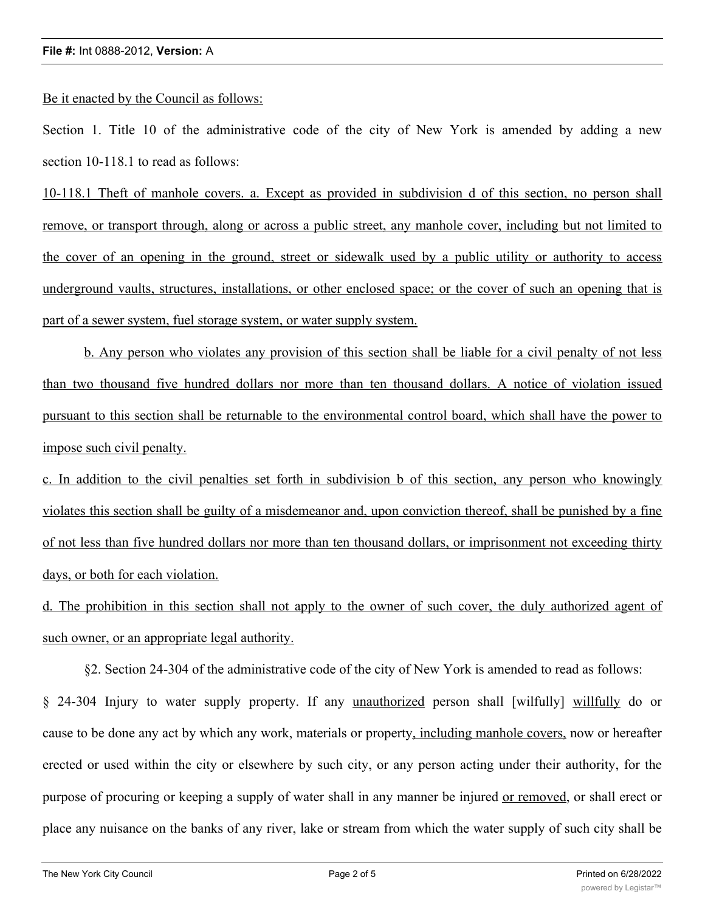Be it enacted by the Council as follows:

Section 1. Title 10 of the administrative code of the city of New York is amended by adding a new section 10-118.1 to read as follows:

10-118.1 Theft of manhole covers. a. Except as provided in subdivision d of this section, no person shall remove, or transport through, along or across a public street, any manhole cover, including but not limited to the cover of an opening in the ground, street or sidewalk used by a public utility or authority to access underground vaults, structures, installations, or other enclosed space; or the cover of such an opening that is part of a sewer system, fuel storage system, or water supply system.

b. Any person who violates any provision of this section shall be liable for a civil penalty of not less than two thousand five hundred dollars nor more than ten thousand dollars. A notice of violation issued pursuant to this section shall be returnable to the environmental control board, which shall have the power to impose such civil penalty.

c. In addition to the civil penalties set forth in subdivision b of this section, any person who knowingly violates this section shall be guilty of a misdemeanor and, upon conviction thereof, shall be punished by a fine of not less than five hundred dollars nor more than ten thousand dollars, or imprisonment not exceeding thirty days, or both for each violation.

d. The prohibition in this section shall not apply to the owner of such cover, the duly authorized agent of such owner, or an appropriate legal authority.

§2. Section 24-304 of the administrative code of the city of New York is amended to read as follows:

§ 24-304 Injury to water supply property. If any unauthorized person shall [wilfully] willfully do or cause to be done any act by which any work, materials or property, including manhole covers, now or hereafter erected or used within the city or elsewhere by such city, or any person acting under their authority, for the purpose of procuring or keeping a supply of water shall in any manner be injured or removed, or shall erect or place any nuisance on the banks of any river, lake or stream from which the water supply of such city shall be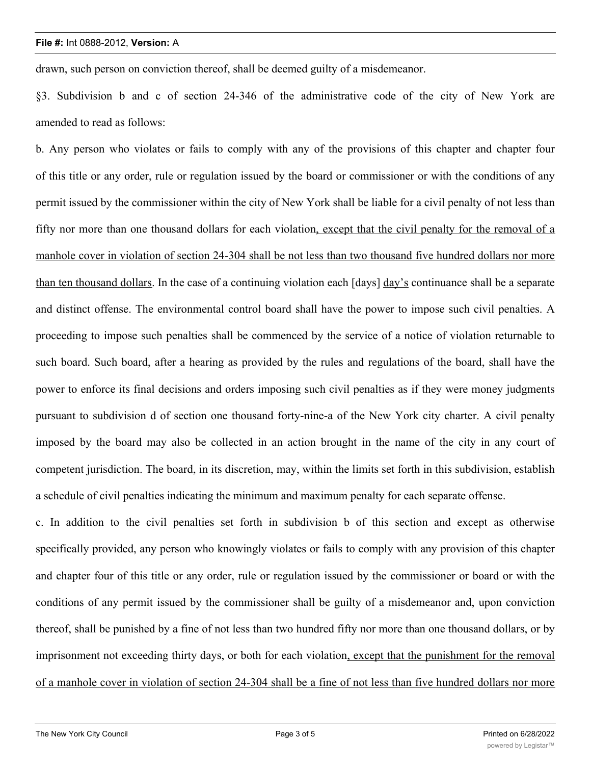drawn, such person on conviction thereof, shall be deemed guilty of a misdemeanor.

§3. Subdivision b and c of section 24-346 of the administrative code of the city of New York are amended to read as follows:

b. Any person who violates or fails to comply with any of the provisions of this chapter and chapter four of this title or any order, rule or regulation issued by the board or commissioner or with the conditions of any permit issued by the commissioner within the city of New York shall be liable for a civil penalty of not less than fifty nor more than one thousand dollars for each violation<u>, except that the civil penalty for the removal of a manhole cover in violation of section 24-304 shall be not less than two thousand five hundred dollars nor more than ten thousand dollars</u>. In the case of a continuing violation each [days] <u>day's</u> continuance shall be a separate and distinct offense. The environmental control board shall have the power to impose such civil penalties. A proceeding to impose such penalties shall be commenced by the service of a notice of violation returnable to such board. Such board, after a hearing as provided by the rules and regulations of the board, shall have the power to enforce its final decisions and orders imposing such civil penalties as if they were money judgments pursuant to subdivision d of section one thousand forty-nine-a of the New York city charter. A civil penalty imposed by the board may also be collected in an action brought in the name of the city in any court of competent jurisdiction. The board, in its discretion, may, within the limits set forth in this subdivision, establish a schedule of civil penalties indicating the minimum and maximum penalty for each separate offense.

c. In addition to the civil penalties set forth in subdivision b of this section and except as otherwise specifically provided, any person who knowingly violates or fails to comply with any provision of this chapter and chapter four of this title or any order, rule or regulation issued by the commissioner or board or with the conditions of any permit issued by the commissioner shall be guilty of a misdemeanor and, upon conviction thereof, shall be punished by a fine of not less than two hundred fifty nor more than one thousand dollars, or by imprisonment not exceeding thirty days, or both for each violation<u>, except that the punishment for the removal of a manhole cover in violation of section 24-304 shall be a fine of not less than five hundred dollars nor more</u>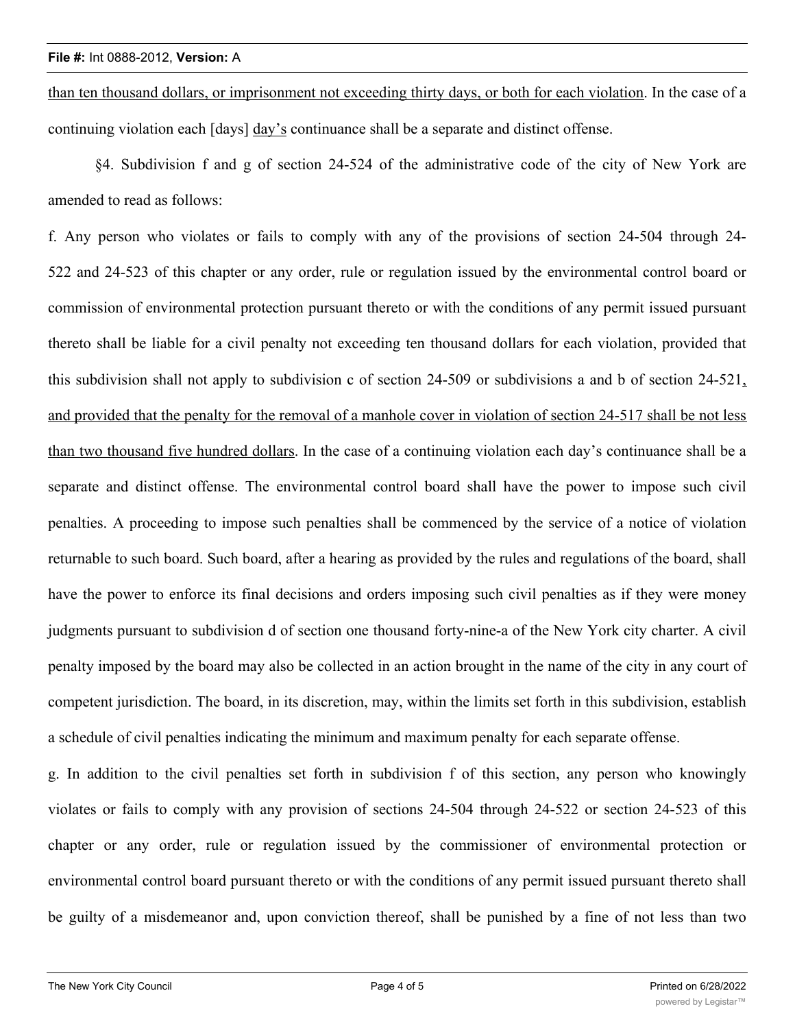than ten thousand dollars, or imprisonment not exceeding thirty days, or both for each violation. In the case of a continuing violation each [days] day's continuance shall be a separate and distinct offense.

§4. Subdivision f and g of section 24-524 of the administrative code of the city of New York are amended to read as follows:

f. Any person who violates or fails to comply with any of the provisions of section 24-504 through 24-522 and 24-523 of this chapter or any order, rule or regulation issued by the environmental control board or commission of environmental protection pursuant thereto or with the conditions of any permit issued pursuant thereto shall be liable for a civil penalty not exceeding ten thousand dollars for each violation, provided that this subdivision shall not apply to subdivision c of section 24-509 or subdivisions a and b of section 24-521, and provided that the penalty for the removal of a manhole cover in violation of section 24-517 shall be not less than two thousand five hundred dollars. In the case of a continuing violation each day's continuance shall be a separate and distinct offense. The environmental control board shall have the power to impose such civil penalties. A proceeding to impose such penalties shall be commenced by the service of a notice of violation returnable to such board. Such board, after a hearing as provided by the rules and regulations of the board, shall have the power to enforce its final decisions and orders imposing such civil penalties as if they were money judgments pursuant to subdivision d of section one thousand forty-nine-a of the New York city charter. A civil penalty imposed by the board may also be collected in an action brought in the name of the city in any court of competent jurisdiction. The board, in its discretion, may, within the limits set forth in this subdivision, establish a schedule of civil penalties indicating the minimum and maximum penalty for each separate offense.

g. In addition to the civil penalties set forth in subdivision f of this section, any person who knowingly violates or fails to comply with any provision of sections 24-504 through 24-522 or section 24-523 of this chapter or any order, rule or regulation issued by the commissioner of environmental protection or environmental control board pursuant thereto or with the conditions of any permit issued pursuant thereto shall be guilty of a misdemeanor and, upon conviction thereof, shall be punished by a fine of not less than two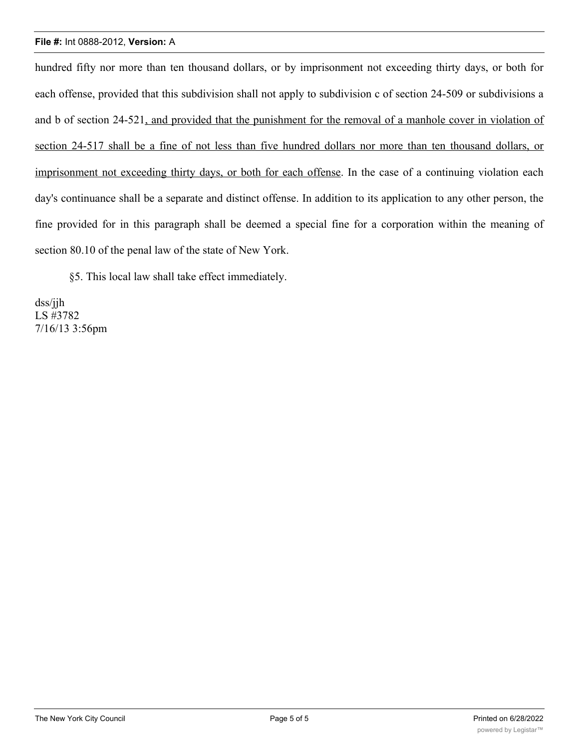hundred fifty nor more than ten thousand dollars, or by imprisonment not exceeding thirty days, or both for each offense, provided that this subdivision shall not apply to subdivision c of section 24-509 or subdivisions a and b of section 24-521<u>, and provided that the punishment for the removal of a manhole cover in violation of section 24-517 shall be a fine of not less than five hundred dollars nor more than ten thousand dollars, or imprisonment not exceeding thirty days, or both for each offense</u>. In the case of a continuing violation each day's continuance shall be a separate and distinct offense. In addition to its application to any other person, the fine provided for in this paragraph shall be deemed a special fine for a corporation within the meaning of section 80.10 of the penal law of the state of New York.

§5. This local law shall take effect immediately.

dss/jjh
LS #3782
7/16/13 3:56pm